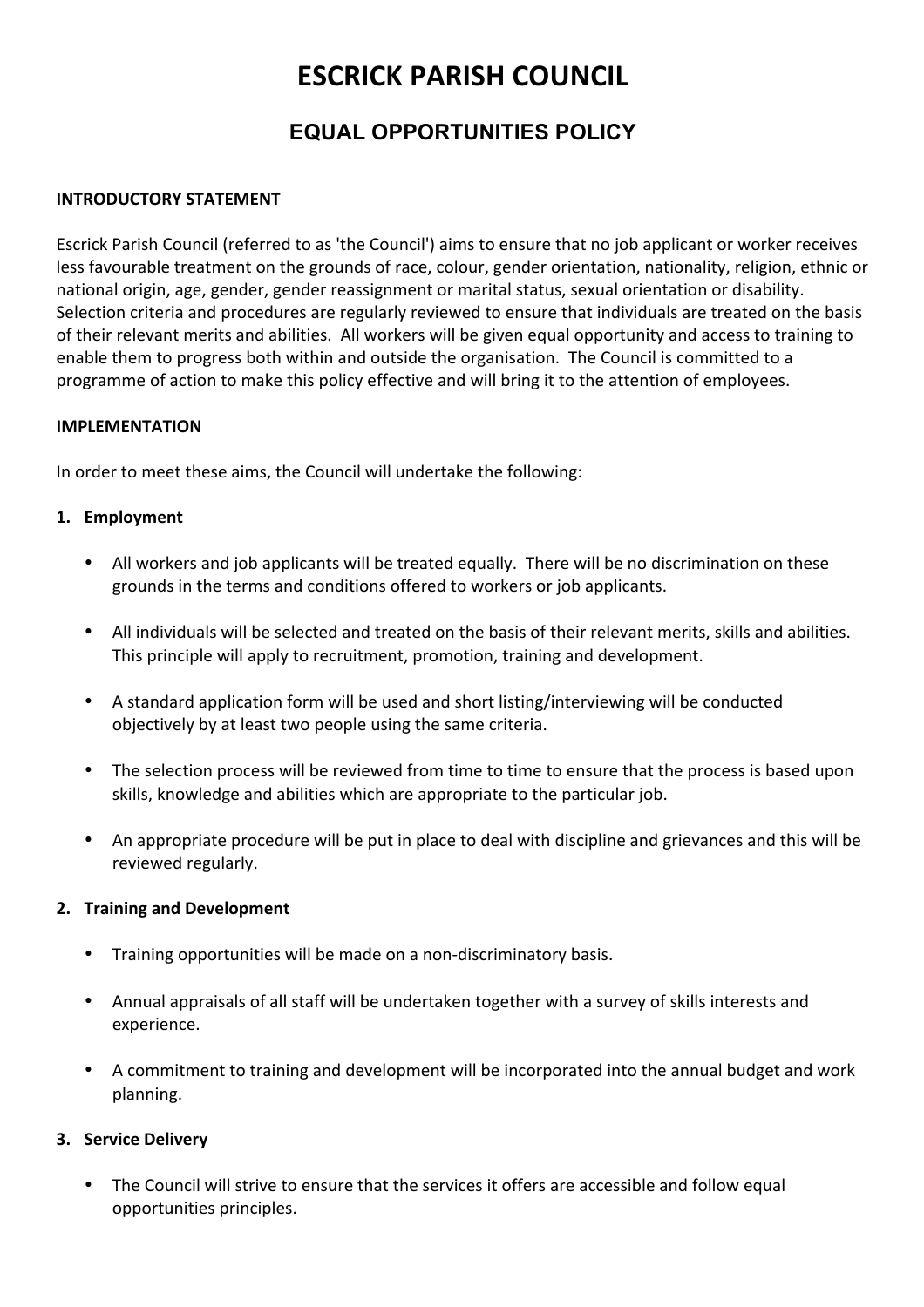# ESCRICK PARISH COUNCIL

## EQUAL OPPORTUNITIES POLICY

**INTRODUCTORY STATEMENT**

Escrick Parish Council (referred to as 'the Council') aims to ensure that no job applicant or worker receives less favourable treatment on the grounds of race, colour, gender orientation, nationality, religion, ethnic or national origin, age, gender, gender reassignment or marital status, sexual orientation or disability. Selection criteria and procedures are regularly reviewed to ensure that individuals are treated on the basis of their relevant merits and abilities. All workers will be given equal opportunity and access to training to enable them to progress both within and outside the organisation. The Council is committed to a programme of action to make this policy effective and will bring it to the attention of employees.

**IMPLEMENTATION**

In order to meet these aims, the Council will undertake the following:

**1. Employment**

- All workers and job applicants will be treated equally. There will be no discrimination on these grounds in the terms and conditions offered to workers or job applicants.
- All individuals will be selected and treated on the basis of their relevant merits, skills and abilities. This principle will apply to recruitment, promotion, training and development.
- A standard application form will be used and short listing/interviewing will be conducted objectively by at least two people using the same criteria.
- The selection process will be reviewed from time to time to ensure that the process is based upon skills, knowledge and abilities which are appropriate to the particular job.
- An appropriate procedure will be put in place to deal with discipline and grievances and this will be reviewed regularly.

**2. Training and Development**

- Training opportunities will be made on a non-discriminatory basis.
- Annual appraisals of all staff will be undertaken together with a survey of skills interests and experience.
- A commitment to training and development will be incorporated into the annual budget and work planning.

**3. Service Delivery**

- The Council will strive to ensure that the services it offers are accessible and follow equal opportunities principles.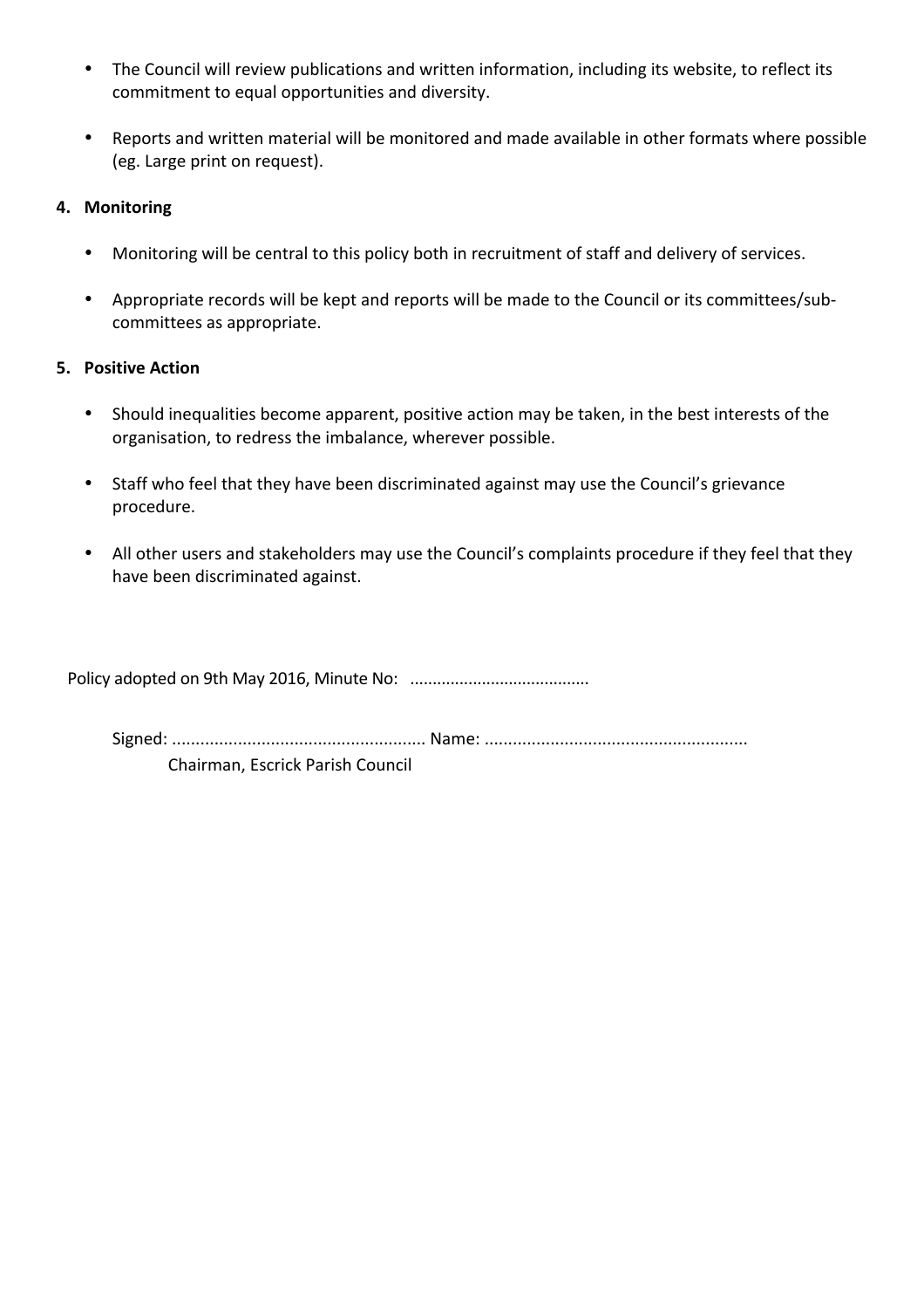- The Council will review publications and written information, including its website, to reflect its commitment to equal opportunities and diversity.

- Reports and written material will be monitored and made available in other formats where possible (eg. Large print on request).

**4. Monitoring**

- Monitoring will be central to this policy both in recruitment of staff and delivery of services.

- Appropriate records will be kept and reports will be made to the Council or its committees/sub-committees as appropriate.

**5. Positive Action**

- Should inequalities become apparent, positive action may be taken, in the best interests of the organisation, to redress the imbalance, wherever possible.

- Staff who feel that they have been discriminated against may use the Council's grievance procedure.

- All other users and stakeholders may use the Council's complaints procedure if they feel that they have been discriminated against.

Policy adopted on 9th May 2016, Minute No: .......................................

Signed: ..................................................... Name: .......................................................
Chairman, Escrick Parish Council